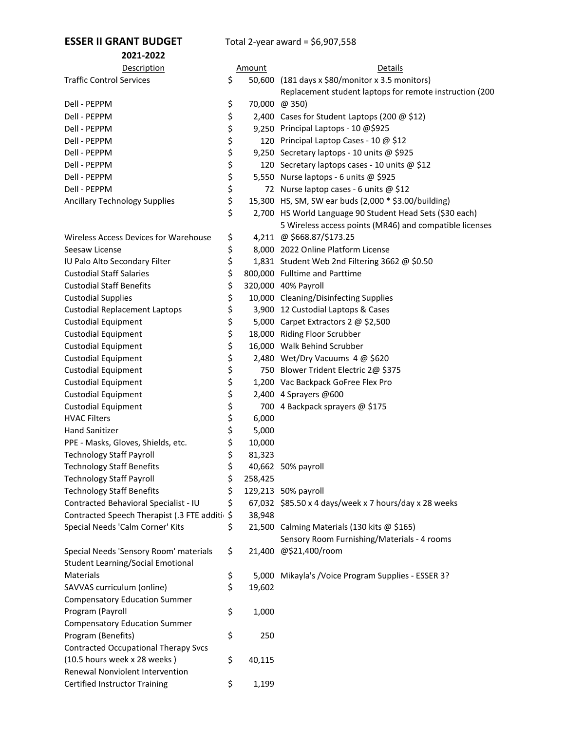**ESSER II GRANT BUDGET** Total 2-year award = $6,907,558

**2021-2022**

| Description | Amount | Details |
|---|---|---|
| Traffic Control Services | $ 50,600 | (181 days x $80/monitor x 3.5 monitors) |
| Dell - PEPPM | $ 70,000 | Replacement student laptops for remote instruction (200 @ 350) |
| Dell - PEPPM | $ 2,400 | Cases for Student Laptops (200 @ $12) |
| Dell - PEPPM | $ 9,250 | Principal Laptops - 10 @$925 |
| Dell - PEPPM | $ 120 | Principal Laptop Cases - 10 @ $12 |
| Dell - PEPPM | $ 9,250 | Secretary laptops - 10 units @ $925 |
| Dell - PEPPM | $ 120 | Secretary laptops cases - 10 units @ $12 |
| Dell - PEPPM | $ 5,550 | Nurse laptops - 6 units @ $925 |
| Dell - PEPPM | $ 72 | Nurse laptop cases - 6 units @ $12 |
| Ancillary Technology Supplies | $ 15,300 | HS, SM, SW ear buds (2,000 * $3.00/building) |
| | $ 2,700 | HS World Language 90 Student Head Sets ($30 each) |
| Wireless Access Devices for Warehouse | $ 4,211 | 5 Wireless access points (MR46) and compatible licenses @ $668.87/$173.25 |
| Seesaw License | $ 8,000 | 2022 Online Platform License |
| IU Palo Alto Secondary Filter | $ 1,831 | Student Web 2nd Filtering 3662 @ $0.50 |
| Custodial Staff Salaries | $ 800,000 | Fulltime and Parttime |
| Custodial Staff Benefits | $ 320,000 | 40% Payroll |
| Custodial Supplies | $ 10,000 | Cleaning/Disinfecting Supplies |
| Custodial Replacement Laptops | $ 3,900 | 12 Custodial Laptops & Cases |
| Custodial Equipment | $ 5,000 | Carpet Extractors 2 @ $2,500 |
| Custodial Equipment | $ 18,000 | Riding Floor Scrubber |
| Custodial Equipment | $ 16,000 | Walk Behind Scrubber |
| Custodial Equipment | $ 2,480 | Wet/Dry Vacuums 4 @ $620 |
| Custodial Equipment | $ 750 | Blower Trident Electric 2@ $375 |
| Custodial Equipment | $ 1,200 | Vac Backpack GoFree Flex Pro |
| Custodial Equipment | $ 2,400 | 4 Sprayers @600 |
| Custodial Equipment | $ 700 | 4 Backpack sprayers @ $175 |
| HVAC Filters | $ 6,000 | |
| Hand Sanitizer | $ 5,000 | |
| PPE - Masks, Gloves, Shields, etc. | $ 10,000 | |
| Technology Staff Payroll | $ 81,323 | |
| Technology Staff Benefits | $ 40,662 | 50% payroll |
| Technology Staff Payroll | $ 258,425 | |
| Technology Staff Benefits | $ 129,213 | 50% payroll |
| Contracted Behavioral Specialist - IU | $ 67,032 | $85.50 x 4 days/week x 7 hours/day x 28 weeks |
| Contracted Speech Therapist (.3 FTE additi | $ 38,948 | |
| Special Needs 'Calm Corner' Kits | $ 21,500 | Calming Materials (130 kits @ $165) |
| Special Needs 'Sensory Room' materials | $ 21,400 | Sensory Room Furnishing/Materials - 4 rooms @$21,400/room |
| Student Learning/Social Emotional Materials | $ 5,000 | Mikayla's /Voice Program Supplies - ESSER 3? |
| SAVVAS curriculum (online) | $ 19,602 | |
| Compensatory Education Summer Program (Payroll | $ 1,000 | |
| Compensatory Education Summer Program (Benefits) | $ 250 | |
| Contracted Occupational Therapy Svcs (10.5 hours week x 28 weeks ) | $ 40,115 | |
| Renewal Nonviolent Intervention Certified Instructor Training | $ 1,199 | |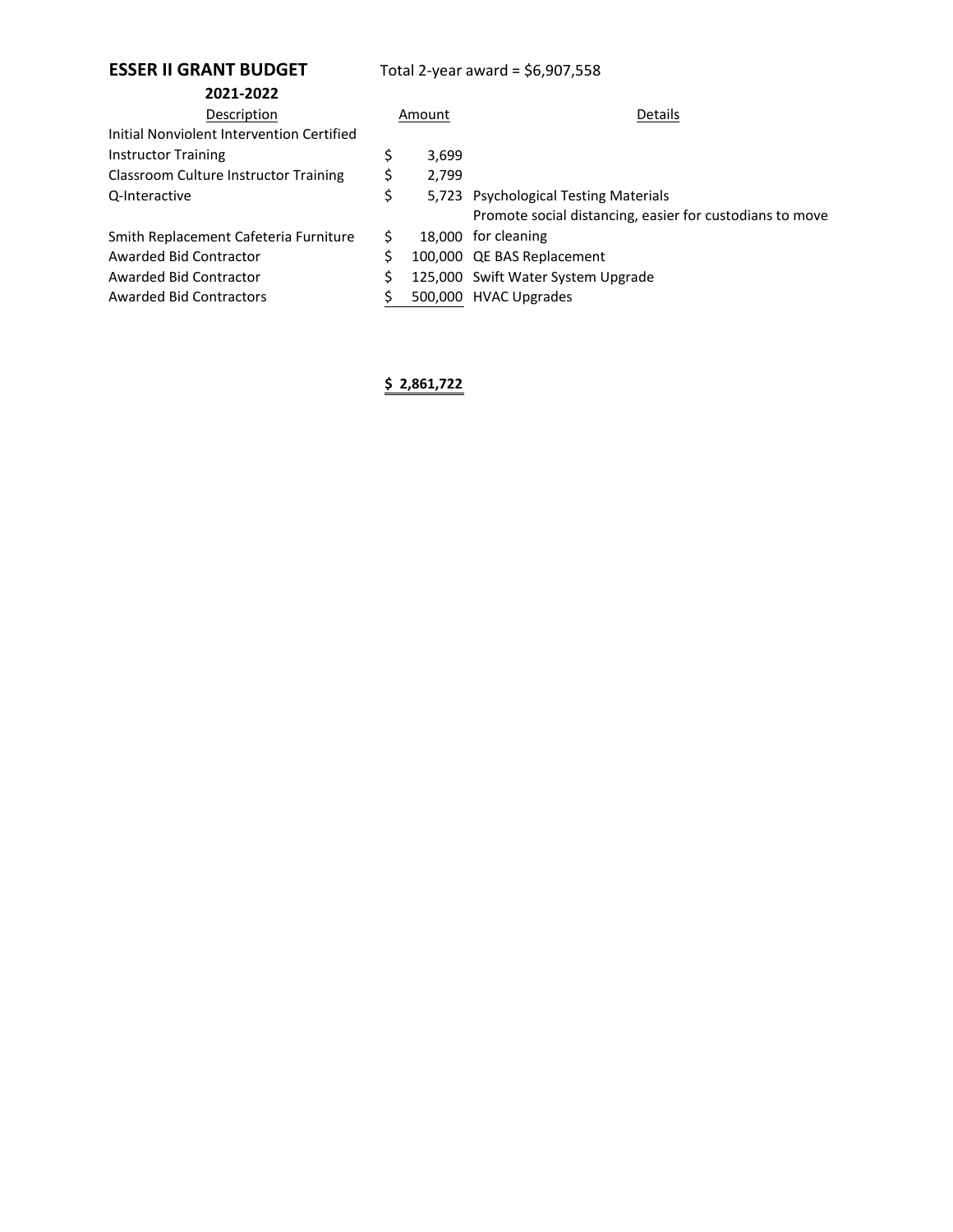**ESSER II GRANT BUDGET** Total 2-year award = $6,907,558

**2021-2022**

| Description | Amount | Details |
|---|---|---|
| Initial Nonviolent Intervention Certified Instructor Training | $ 3,699 | |
| Classroom Culture Instructor Training | $ 2,799 | |
| Q-Interactive | $ 5,723 | Psychological Testing Materials |
| Smith Replacement Cafeteria Furniture | $ 18,000 | Promote social distancing, easier for custodians to move for cleaning |
| Awarded Bid Contractor | $ 100,000 | QE BAS Replacement |
| Awarded Bid Contractor | $ 125,000 | Swift Water System Upgrade |
| Awarded Bid Contractors | $ 500,000 | HVAC Upgrades |
| | **$ 2,861,722** | |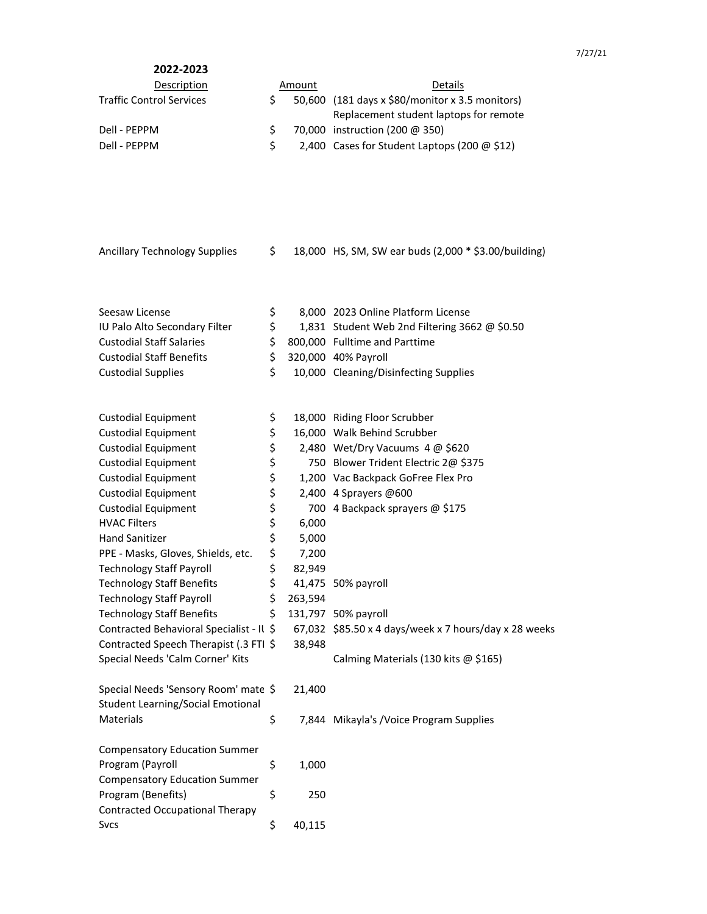7/27/21

**2022-2023**

| Description | Amount | Details |
|---|---|---|
| Traffic Control Services | $ 50,600 | (181 days x $80/monitor x 3.5 monitors) |
| Dell - PEPPM | $ 70,000 | Replacement student laptops for remote instruction (200 @ 350) |
| Dell - PEPPM | $ 2,400 | Cases for Student Laptops (200 @ $12) |
| Ancillary Technology Supplies | $ 18,000 | HS, SM, SW ear buds (2,000 * $3.00/building) |
| Seesaw License | $ 8,000 | 2023 Online Platform License |
| IU Palo Alto Secondary Filter | $ 1,831 | Student Web 2nd Filtering 3662 @ $0.50 |
| Custodial Staff Salaries | $ 800,000 | Fulltime and Parttime |
| Custodial Staff Benefits | $ 320,000 | 40% Payroll |
| Custodial Supplies | $ 10,000 | Cleaning/Disinfecting Supplies |
| Custodial Equipment | $ 18,000 | Riding Floor Scrubber |
| Custodial Equipment | $ 16,000 | Walk Behind Scrubber |
| Custodial Equipment | $ 2,480 | Wet/Dry Vacuums 4 @ $620 |
| Custodial Equipment | $ 750 | Blower Trident Electric 2@ $375 |
| Custodial Equipment | $ 1,200 | Vac Backpack GoFree Flex Pro |
| Custodial Equipment | $ 2,400 | 4 Sprayers @600 |
| Custodial Equipment | $ 700 | 4 Backpack sprayers @ $175 |
| HVAC Filters | $ 6,000 | |
| Hand Sanitizer | $ 5,000 | |
| PPE - Masks, Gloves, Shields, etc. | $ 7,200 | |
| Technology Staff Payroll | $ 82,949 | |
| Technology Staff Benefits | $ 41,475 | 50% payroll |
| Technology Staff Payroll | $ 263,594 | |
| Technology Staff Benefits | $ 131,797 | 50% payroll |
| Contracted Behavioral Specialist - IU | $ 67,032 | $85.50 x 4 days/week x 7 hours/day x 28 weeks |
| Contracted Speech Therapist (.3 FTE | $ 38,948 | |
| Special Needs 'Calm Corner' Kits | | Calming Materials (130 kits @ $165) |
| Special Needs 'Sensory Room' mate | $ 21,400 | |
| Student Learning/Social Emotional Materials | $ 7,844 | Mikayla's /Voice Program Supplies |
| Compensatory Education Summer Program (Payroll | $ 1,000 | |
| Compensatory Education Summer Program (Benefits) | $ 250 | |
| Contracted Occupational Therapy Svcs | $ 40,115 | |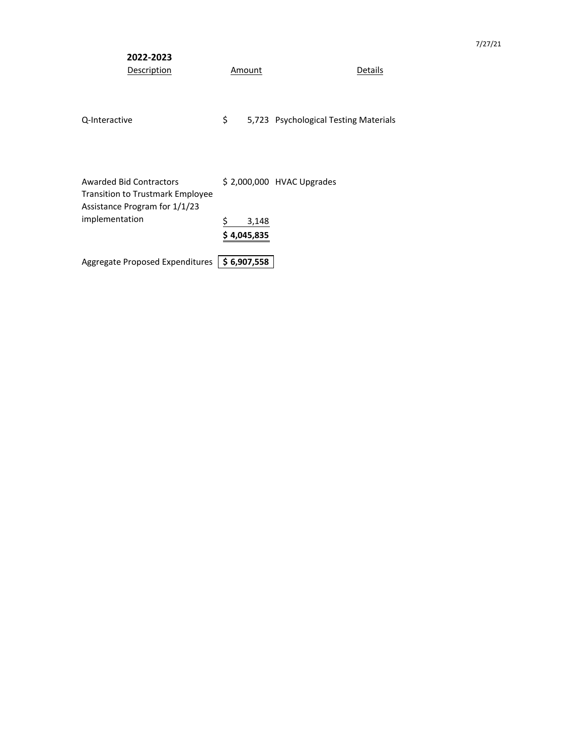7/27/21

**2022-2023**

| Description | Amount | Details |
|---|---|---|
| Q-Interactive | $ 5,723 | Psychological Testing Materials |
| Awarded Bid Contractors | $ 2,000,000 | HVAC Upgrades |
| Transition to Trustmark Employee Assistance Program for 1/1/23 implementation | $ 3,148 | |
| | **$ 4,045,835** | |
| Aggregate Proposed Expenditures | **$ 6,907,558** | |